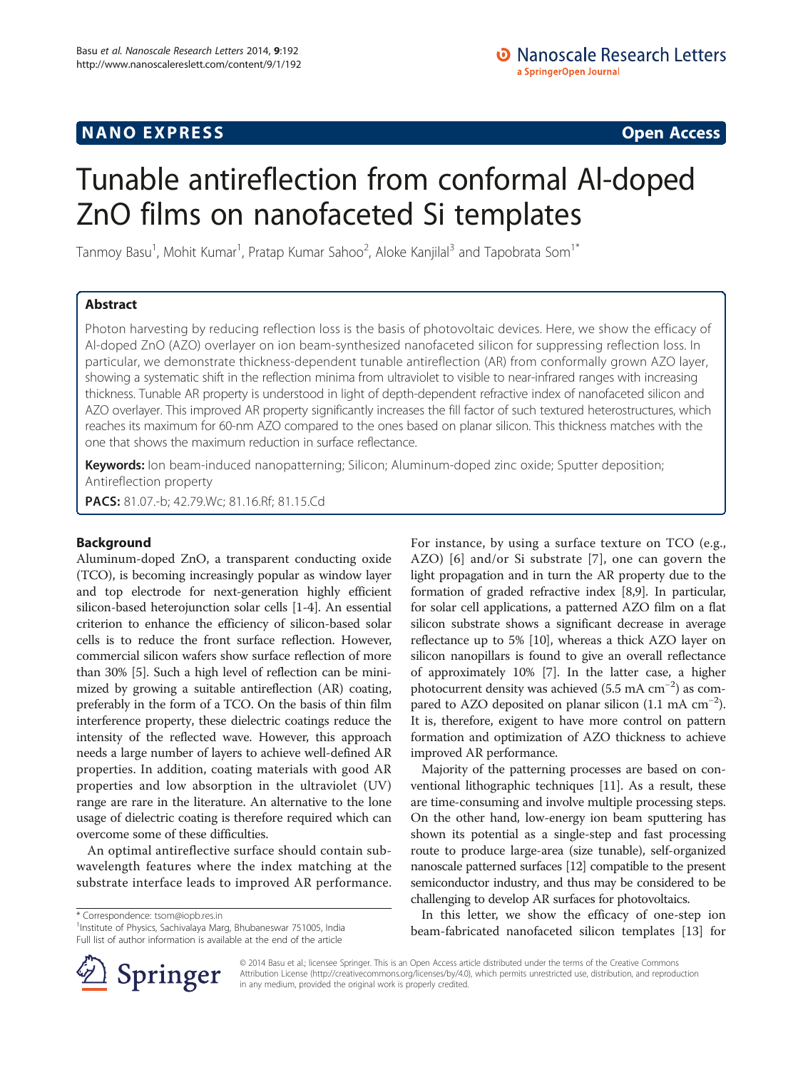NANO EXPRESS **Open Access**

# Tunable antireflection from conformal Al-doped ZnO films on nanofaceted Si templates

Tanmoy Basu[1], Mohit Kumar[1], Pratap Kumar Sahoo[2], Aloke Kanjilal[3] and Tapobrata Som[1*]

## Abstract

Photon harvesting by reducing reflection loss is the basis of photovoltaic devices. Here, we show the efficacy of Al-doped ZnO (AZO) overlayer on ion beam-synthesized nanofaceted silicon for suppressing reflection loss. In particular, we demonstrate thickness-dependent tunable antireflection (AR) from conformally grown AZO layer, showing a systematic shift in the reflection minima from ultraviolet to visible to near-infrared ranges with increasing thickness. Tunable AR property is understood in light of depth-dependent refractive index of nanofaceted silicon and AZO overlayer. This improved AR property significantly increases the fill factor of such textured heterostructures, which reaches its maximum for 60-nm AZO compared to the ones based on planar silicon. This thickness matches with the one that shows the maximum reduction in surface reflectance.

**Keywords:** Ion beam-induced nanopatterning; Silicon; Aluminum-doped zinc oxide; Sputter deposition; Antireflection property

**PACS:** 81.07.-b; 42.79.Wc; 81.16.Rf; 81.15.Cd

## Background

Aluminum-doped ZnO, a transparent conducting oxide (TCO), is becoming increasingly popular as window layer and top electrode for next-generation highly efficient silicon-based heterojunction solar cells [1-4]. An essential criterion to enhance the efficiency of silicon-based solar cells is to reduce the front surface reflection. However, commercial silicon wafers show surface reflection of more than 30% [5]. Such a high level of reflection can be minimized by growing a suitable antireflection (AR) coating, preferably in the form of a TCO. On the basis of thin film interference property, these dielectric coatings reduce the intensity of the reflected wave. However, this approach needs a large number of layers to achieve well-defined AR properties. In addition, coating materials with good AR properties and low absorption in the ultraviolet (UV) range are rare in the literature. An alternative to the lone usage of dielectric coating is therefore required which can overcome some of these difficulties.

An optimal antireflective surface should contain subwavelength features where the index matching at the substrate interface leads to improved AR performance. For instance, by using a surface texture on TCO (e.g., AZO) [6] and/or Si substrate [7], one can govern the light propagation and in turn the AR property due to the formation of graded refractive index [8,9]. In particular, for solar cell applications, a patterned AZO film on a flat silicon substrate shows a significant decrease in average reflectance up to 5% [10], whereas a thick AZO layer on silicon nanopillars is found to give an overall reflectance of approximately 10% [7]. In the latter case, a higher photocurrent density was achieved (5.5 mA $cm^{-2}$) as compared to AZO deposited on planar silicon (1.1 mA $cm^{-2}$). It is, therefore, exigent to have more control on pattern formation and optimization of AZO thickness to achieve improved AR performance.

Majority of the patterning processes are based on conventional lithographic techniques [11]. As a result, these are time-consuming and involve multiple processing steps. On the other hand, low-energy ion beam sputtering has shown its potential as a single-step and fast processing route to produce large-area (size tunable), self-organized nanoscale patterned surfaces [12] compatible to the present semiconductor industry, and thus may be considered to be challenging to develop AR surfaces for photovoltaics.

In this letter, we show the efficacy of one-step ion beam-fabricated nanofaceted silicon templates [13] for

\* Correspondence: tsom@iopb.res.in
[1]Institute of Physics, Sachivalaya Marg, Bhubaneswar 751005, India
Full list of author information is available at the end of the article

© 2014 Basu et al.; licensee Springer. This is an Open Access article distributed under the terms of the Creative Commons Attribution License (http://creativecommons.org/licenses/by/4.0), which permits unrestricted use, distribution, and reproduction in any medium, provided the original work is properly credited.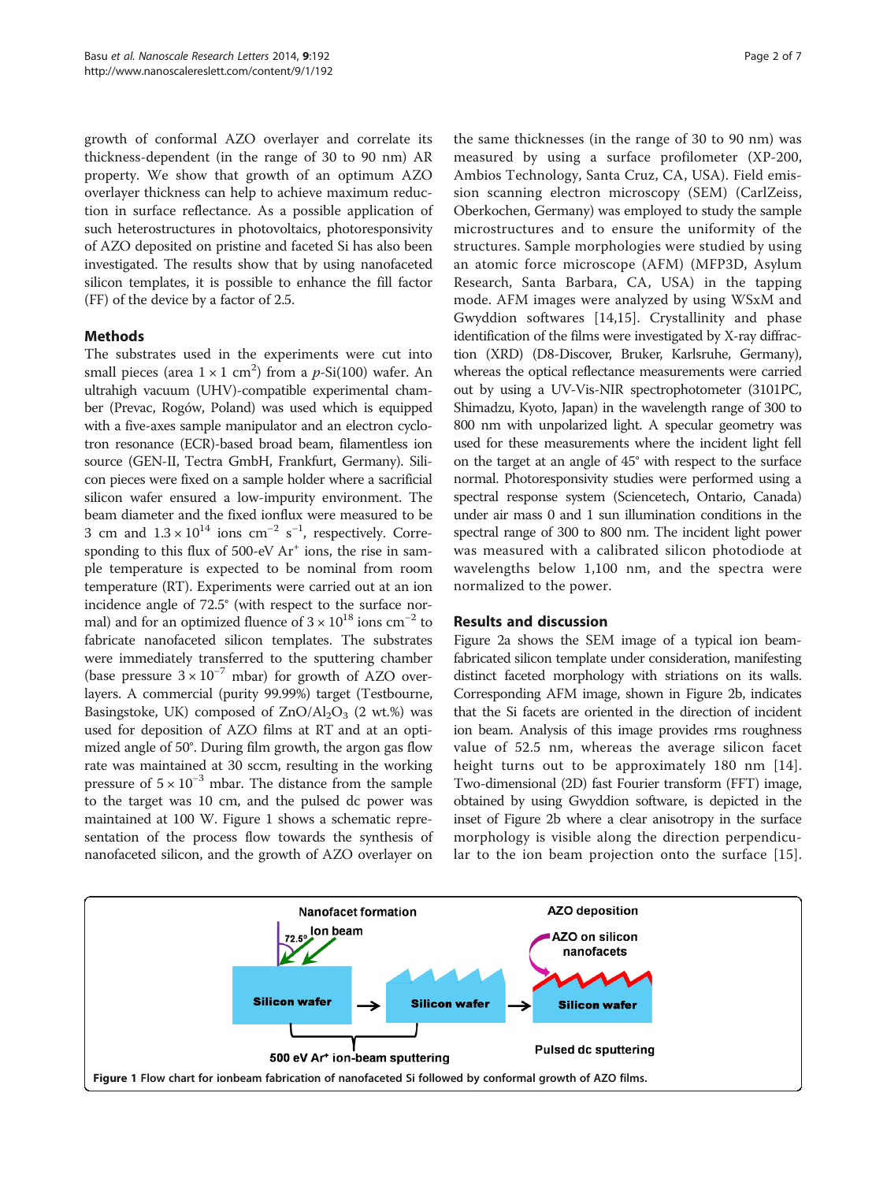growth of conformal AZO overlayer and correlate its thickness-dependent (in the range of 30 to 90 nm) AR property. We show that growth of an optimum AZO overlayer thickness can help to achieve maximum reduction in surface reflectance. As a possible application of such heterostructures in photovoltaics, photoresponsivity of AZO deposited on pristine and faceted Si has also been investigated. The results show that by using nanofaceted silicon templates, it is possible to enhance the fill factor (FF) of the device by a factor of 2.5.

## Methods

The substrates used in the experiments were cut into small pieces (area $1 \times 1$ cm$^2$) from a *p*-Si(100) wafer. An ultrahigh vacuum (UHV)-compatible experimental chamber (Prevac, Rogów, Poland) was used which is equipped with a five-axes sample manipulator and an electron cyclotron resonance (ECR)-based broad beam, filamentless ion source (GEN-II, Tectra GmbH, Frankfurt, Germany). Silicon pieces were fixed on a sample holder where a sacrificial silicon wafer ensured a low-impurity environment. The beam diameter and the fixed ionflux were measured to be 3 cm and $1.3 \times 10^{14}$ ions cm$^{-2}$ s$^{-1}$, respectively. Corresponding to this flux of 500-eV $Ar^+$ ions, the rise in sample temperature is expected to be nominal from room temperature (RT). Experiments were carried out at an ion incidence angle of 72.5° (with respect to the surface normal) and for an optimized fluence of $3 \times 10^{18}$ ions cm$^{-2}$ to fabricate nanofaceted silicon templates. The substrates were immediately transferred to the sputtering chamber (base pressure $3 \times 10^{-7}$ mbar) for growth of AZO overlayers. A commercial (purity 99.99%) target (Testbourne, Basingstoke, UK) composed of $ZnO/Al_2O_3$ (2 wt.%) was used for deposition of AZO films at RT and at an optimized angle of 50°. During film growth, the argon gas flow rate was maintained at 30 sccm, resulting in the working pressure of $5 \times 10^{-3}$ mbar. The distance from the sample to the target was 10 cm, and the pulsed dc power was maintained at 100 W. Figure 1 shows a schematic representation of the process flow towards the synthesis of nanofaceted silicon, and the growth of AZO overlayer on the same thicknesses (in the range of 30 to 90 nm) was measured by using a surface profilometer (XP-200, Ambios Technology, Santa Cruz, CA, USA). Field emission scanning electron microscopy (SEM) (CarlZeiss, Oberkochen, Germany) was employed to study the sample microstructures and to ensure the uniformity of the structures. Sample morphologies were studied by using an atomic force microscope (AFM) (MFP3D, Asylum Research, Santa Barbara, CA, USA) in the tapping mode. AFM images were analyzed by using WSxM and Gwyddion softwares [14,15]. Crystallinity and phase identification of the films were investigated by X-ray diffraction (XRD) (D8-Discover, Bruker, Karlsruhe, Germany), whereas the optical reflectance measurements were carried out by using a UV-Vis-NIR spectrophotometer (3101PC, Shimadzu, Kyoto, Japan) in the wavelength range of 300 to 800 nm with unpolarized light. A specular geometry was used for these measurements where the incident light fell on the target at an angle of 45° with respect to the surface normal. Photoresponsivity studies were performed using a spectral response system (Sciencetech, Ontario, Canada) under air mass 0 and 1 sun illumination conditions in the spectral range of 300 to 800 nm. The incident light power was measured with a calibrated silicon photodiode at wavelengths below 1,100 nm, and the spectra were normalized to the power.

## Results and discussion

Figure 2a shows the SEM image of a typical ion beam-fabricated silicon template under consideration, manifesting distinct faceted morphology with striations on its walls. Corresponding AFM image, shown in Figure 2b, indicates that the Si facets are oriented in the direction of incident ion beam. Analysis of this image provides rms roughness value of 52.5 nm, whereas the average silicon facet height turns out to be approximately 180 nm [14]. Two-dimensional (2D) fast Fourier transform (FFT) image, obtained by using Gwyddion software, is depicted in the inset of Figure 2b where a clear anisotropy in the surface morphology is visible along the direction perpendicular to the ion beam projection onto the surface [15].

**Figure 1** Flow chart for ionbeam fabrication of nanofaceted Si followed by conformal growth of AZO films.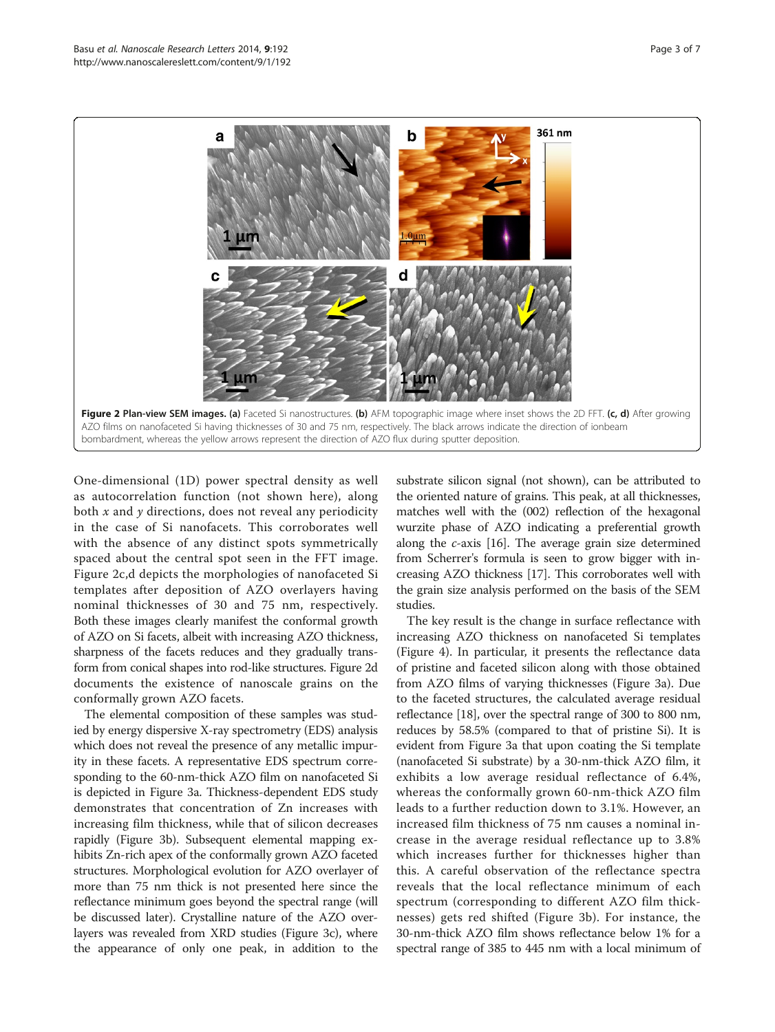**Figure 2 Plan-view SEM images. (a)** Faceted Si nanostructures. **(b)** AFM topographic image where inset shows the 2D FFT. **(c, d)** After growing AZO films on nanofaceted Si having thicknesses of 30 and 75 nm, respectively. The black arrows indicate the direction of ionbeam bombardment, whereas the yellow arrows represent the direction of AZO flux during sputter deposition.

One-dimensional (1D) power spectral density as well as autocorrelation function (not shown here), along both $x$ and $y$ directions, does not reveal any periodicity in the case of Si nanofacets. This corroborates well with the absence of any distinct spots symmetrically spaced about the central spot seen in the FFT image. Figure 2c,d depicts the morphologies of nanofaceted Si templates after deposition of AZO overlayers having nominal thicknesses of 30 and 75 nm, respectively. Both these images clearly manifest the conformal growth of AZO on Si facets, albeit with increasing AZO thickness, sharpness of the facets reduces and they gradually transform from conical shapes into rod-like structures. Figure 2d documents the existence of nanoscale grains on the conformally grown AZO facets.

The elemental composition of these samples was studied by energy dispersive X-ray spectrometry (EDS) analysis which does not reveal the presence of any metallic impurity in these facets. A representative EDS spectrum corresponding to the 60-nm-thick AZO film on nanofaceted Si is depicted in Figure 3a. Thickness-dependent EDS study demonstrates that concentration of Zn increases with increasing film thickness, while that of silicon decreases rapidly (Figure 3b). Subsequent elemental mapping exhibits Zn-rich apex of the conformally grown AZO faceted structures. Morphological evolution for AZO overlayer of more than 75 nm thick is not presented here since the reflectance minimum goes beyond the spectral range (will be discussed later). Crystalline nature of the AZO overlayers was revealed from XRD studies (Figure 3c), where the appearance of only one peak, in addition to the substrate silicon signal (not shown), can be attributed to the oriented nature of grains. This peak, at all thicknesses, matches well with the (002) reflection of the hexagonal wurzite phase of AZO indicating a preferential growth along the $c$-axis [16]. The average grain size determined from Scherrer's formula is seen to grow bigger with increasing AZO thickness [17]. This corroborates well with the grain size analysis performed on the basis of the SEM studies.

The key result is the change in surface reflectance with increasing AZO thickness on nanofaceted Si templates (Figure 4). In particular, it presents the reflectance data of pristine and faceted silicon along with those obtained from AZO films of varying thicknesses (Figure 3a). Due to the faceted structures, the calculated average residual reflectance [18], over the spectral range of 300 to 800 nm, reduces by 58.5% (compared to that of pristine Si). It is evident from Figure 3a that upon coating the Si template (nanofaceted Si substrate) by a 30-nm-thick AZO film, it exhibits a low average residual reflectance of 6.4%, whereas the conformally grown 60-nm-thick AZO film leads to a further reduction down to 3.1%. However, an increased film thickness of 75 nm causes a nominal increase in the average residual reflectance up to 3.8% which increases further for thicknesses higher than this. A careful observation of the reflectance spectra reveals that the local reflectance minimum of each spectrum (corresponding to different AZO film thicknesses) gets red shifted (Figure 3b). For instance, the 30-nm-thick AZO film shows reflectance below 1% for a spectral range of 385 to 445 nm with a local minimum of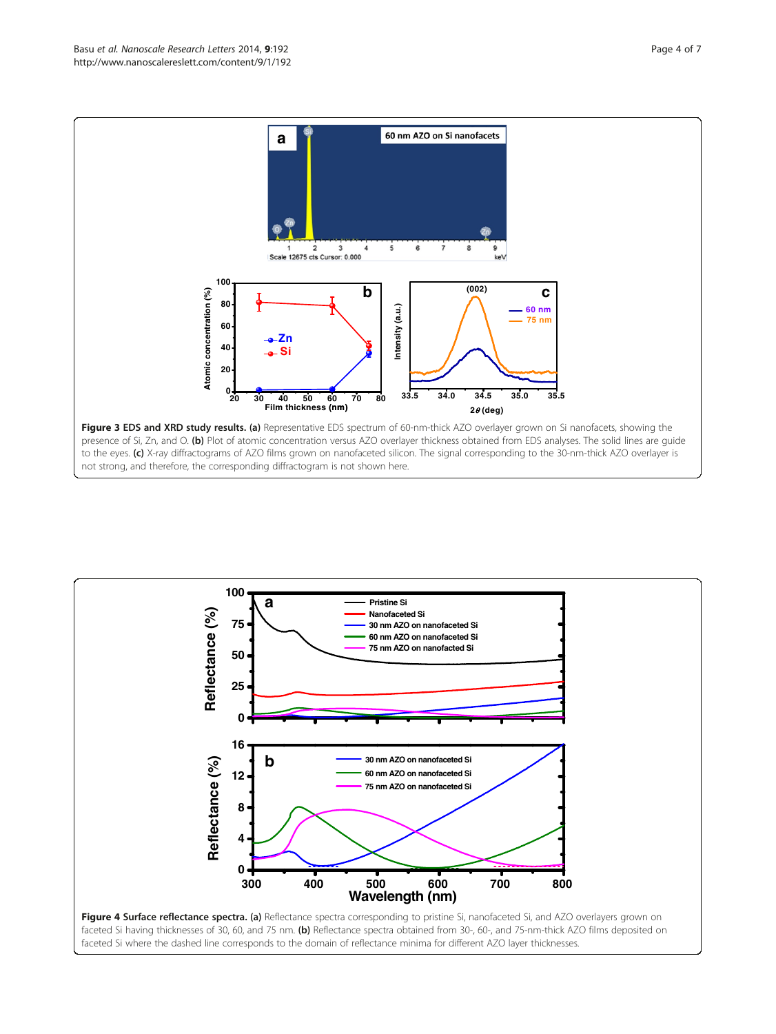**Figure 3 EDS and XRD study results. (a)** Representative EDS spectrum of 60-nm-thick AZO overlayer grown on Si nanofacets, showing the presence of Si, Zn, and O. **(b)** Plot of atomic concentration versus AZO overlayer thickness obtained from EDS analyses. The solid lines are guide to the eyes. **(c)** X-ray diffractograms of AZO films grown on nanofaceted silicon. The signal corresponding to the 30-nm-thick AZO overlayer is not strong, and therefore, the corresponding diffractogram is not shown here.

**Figure 4 Surface reflectance spectra. (a)** Reflectance spectra corresponding to pristine Si, nanofaceted Si, and AZO overlayers grown on faceted Si having thicknesses of 30, 60, and 75 nm. **(b)** Reflectance spectra obtained from 30-, 60-, and 75-nm-thick AZO films deposited on faceted Si where the dashed line corresponds to the domain of reflectance minima for different AZO layer thicknesses.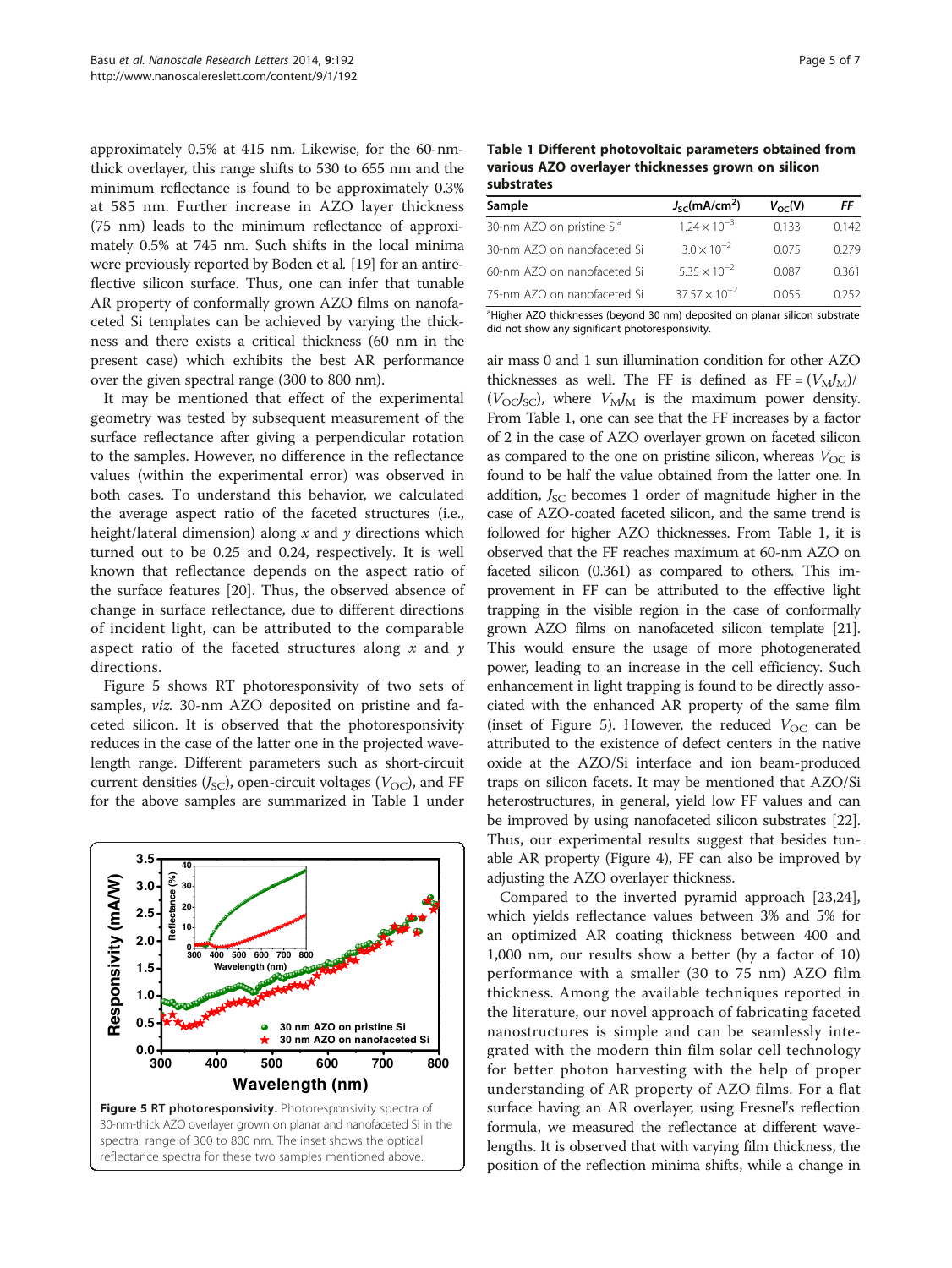approximately 0.5% at 415 nm. Likewise, for the 60-nm-thick overlayer, this range shifts to 530 to 655 nm and the minimum reflectance is found to be approximately 0.3% at 585 nm. Further increase in AZO layer thickness (75 nm) leads to the minimum reflectance of approximately 0.5% at 745 nm. Such shifts in the local minima were previously reported by Boden et al. [19] for an antireflective silicon surface. Thus, one can infer that tunable AR property of conformally grown AZO films on nanofaceted Si templates can be achieved by varying the thickness and there exists a critical thickness (60 nm in the present case) which exhibits the best AR performance over the given spectral range (300 to 800 nm).

It may be mentioned that effect of the experimental geometry was tested by subsequent measurement of the surface reflectance after giving a perpendicular rotation to the samples. However, no difference in the reflectance values (within the experimental error) was observed in both cases. To understand this behavior, we calculated the average aspect ratio of the faceted structures (i.e., height/lateral dimension) along $x$ and $y$ directions which turned out to be 0.25 and 0.24, respectively. It is well known that reflectance depends on the aspect ratio of the surface features [20]. Thus, the observed absence of change in surface reflectance, due to different directions of incident light, can be attributed to the comparable aspect ratio of the faceted structures along $x$ and $y$ directions.

Figure 5 shows RT photoresponsivity of two sets of samples, *viz.* 30-nm AZO deposited on pristine and faceted silicon. It is observed that the photoresponsivity reduces in the case of the latter one in the projected wavelength range. Different parameters such as short-circuit current densities ($J_{SC}$), open-circuit voltages ($V_{OC}$), and FF for the above samples are summarized in Table 1 under

**Figure 5 RT photoresponsivity.** Photoresponsivity spectra of 30-nm-thick AZO overlayer grown on planar and nanofaceted Si in the spectral range of 300 to 800 nm. The inset shows the optical reflectance spectra for these two samples mentioned above.

**Table 1 Different photovoltaic parameters obtained from various AZO overlayer thicknesses grown on silicon substrates**

| Sample | $J_{SC}$(mA/cm$^2$) | $V_{OC}$(V) | FF |
|---|---|---|---|
| 30-nm AZO on pristine Si[a] | $1.24 \times 10^{-3}$ | 0.133 | 0.142 |
| 30-nm AZO on nanofaceted Si | $3.0 \times 10^{-2}$ | 0.075 | 0.279 |
| 60-nm AZO on nanofaceted Si | $5.35 \times 10^{-2}$ | 0.087 | 0.361 |
| 75-nm AZO on nanofaceted Si | $37.57 \times 10^{-2}$ | 0.055 | 0.252 |

[a]Higher AZO thicknesses (beyond 30 nm) deposited on planar silicon substrate did not show any significant photoresponsivity.

air mass 0 and 1 sun illumination condition for other AZO thicknesses as well. The FF is defined as $\mathrm{FF} = (V_M J_M)/(V_{OC} J_{SC})$, where $V_M J_M$ is the maximum power density. From Table 1, one can see that the FF increases by a factor of 2 in the case of AZO overlayer grown on faceted silicon as compared to the one on pristine silicon, whereas $V_{OC}$ is found to be half the value obtained from the latter one. In addition, $J_{SC}$ becomes 1 order of magnitude higher in the case of AZO-coated faceted silicon, and the same trend is followed for higher AZO thicknesses. From Table 1, it is observed that the FF reaches maximum at 60-nm AZO on faceted silicon (0.361) as compared to others. This improvement in FF can be attributed to the effective light trapping in the visible region in the case of conformally grown AZO films on nanofaceted silicon template [21]. This would ensure the usage of more photogenerated power, leading to an increase in the cell efficiency. Such enhancement in light trapping is found to be directly associated with the enhanced AR property of the same film (inset of Figure 5). However, the reduced $V_{OC}$ can be attributed to the existence of defect centers in the native oxide at the AZO/Si interface and ion beam-produced traps on silicon facets. It may be mentioned that AZO/Si heterostructures, in general, yield low FF values and can be improved by using nanofaceted silicon substrates [22]. Thus, our experimental results suggest that besides tunable AR property (Figure 4), FF can also be improved by adjusting the AZO overlayer thickness.

Compared to the inverted pyramid approach [23,24], which yields reflectance values between 3% and 5% for an optimized AR coating thickness between 400 and 1,000 nm, our results show a better (by a factor of 10) performance with a smaller (30 to 75 nm) AZO film thickness. Among the available techniques reported in the literature, our novel approach of fabricating faceted nanostructures is simple and can be seamlessly integrated with the modern thin film solar cell technology for better photon harvesting with the help of proper understanding of AR property of AZO films. For a flat surface having an AR overlayer, using Fresnel's reflection formula, we measured the reflectance at different wavelengths. It is observed that with varying film thickness, the position of the reflection minima shifts, while a change in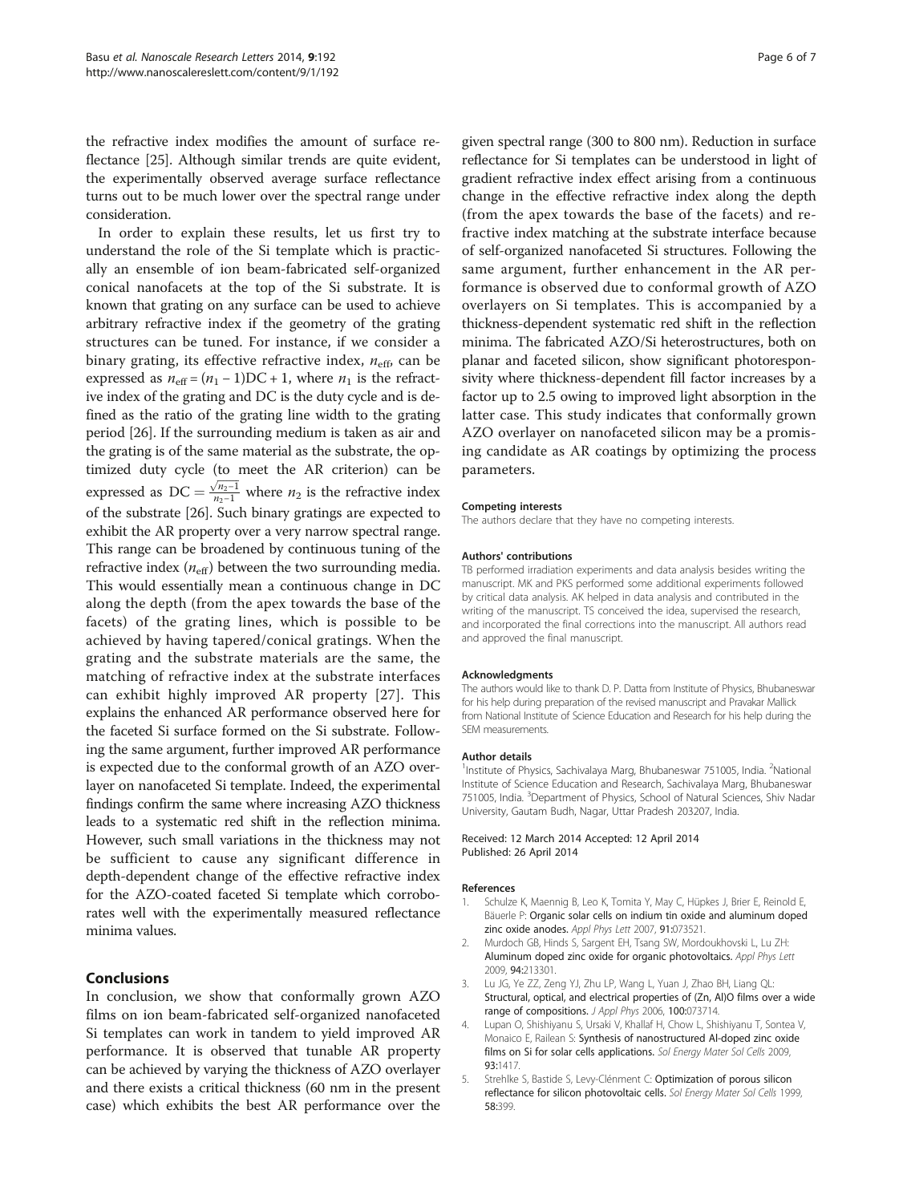the refractive index modifies the amount of surface reflectance [25]. Although similar trends are quite evident, the experimentally observed average surface reflectance turns out to be much lower over the spectral range under consideration.

In order to explain these results, let us first try to understand the role of the Si template which is practically an ensemble of ion beam-fabricated self-organized conical nanofacets at the top of the Si substrate. It is known that grating on any surface can be used to achieve arbitrary refractive index if the geometry of the grating structures can be tuned. For instance, if we consider a binary grating, its effective refractive index, $n_{\mathrm{eff}}$, can be expressed as $n_{\mathrm{eff}} = (n_1 - 1)\mathrm{DC} + 1$, where $n_1$ is the refractive index of the grating and DC is the duty cycle and is defined as the ratio of the grating line width to the grating period [26]. If the surrounding medium is taken as air and the grating is of the same material as the substrate, the optimized duty cycle (to meet the AR criterion) can be expressed as $\mathrm{DC} = \frac{\sqrt{n_2 - 1}}{n_2 - 1}$ where $n_2$ is the refractive index of the substrate [26]. Such binary gratings are expected to exhibit the AR property over a very narrow spectral range. This range can be broadened by continuous tuning of the refractive index ($n_{\mathrm{eff}}$) between the two surrounding media. This would essentially mean a continuous change in DC along the depth (from the apex towards the base of the facets) of the grating lines, which is possible to be achieved by having tapered/conical gratings. When the grating and the substrate materials are the same, the matching of refractive index at the substrate interfaces can exhibit highly improved AR property [27]. This explains the enhanced AR performance observed here for the faceted Si surface formed on the Si substrate. Following the same argument, further improved AR performance is expected due to the conformal growth of an AZO overlayer on nanofaceted Si template. Indeed, the experimental findings confirm the same where increasing AZO thickness leads to a systematic red shift in the reflection minima. However, such small variations in the thickness may not be sufficient to cause any significant difference in depth-dependent change of the effective refractive index for the AZO-coated faceted Si template which corroborates well with the experimentally measured reflectance minima values.

## Conclusions

In conclusion, we show that conformally grown AZO films on ion beam-fabricated self-organized nanofaceted Si templates can work in tandem to yield improved AR performance. It is observed that tunable AR property can be achieved by varying the thickness of AZO overlayer and there exists a critical thickness (60 nm in the present case) which exhibits the best AR performance over the given spectral range (300 to 800 nm). Reduction in surface reflectance for Si templates can be understood in light of gradient refractive index effect arising from a continuous change in the effective refractive index along the depth (from the apex towards the base of the facets) and refractive index matching at the substrate interface because of self-organized nanofaceted Si structures. Following the same argument, further enhancement in the AR performance is observed due to conformal growth of AZO overlayers on Si templates. This is accompanied by a thickness-dependent systematic red shift in the reflection minima. The fabricated AZO/Si heterostructures, both on planar and faceted silicon, show significant photoresponsivity where thickness-dependent fill factor increases by a factor up to 2.5 owing to improved light absorption in the latter case. This study indicates that conformally grown AZO overlayer on nanofaceted silicon may be a promising candidate as AR coatings by optimizing the process parameters.

#### Competing interests

The authors declare that they have no competing interests.

#### Authors' contributions

TB performed irradiation experiments and data analysis besides writing the manuscript. MK and PKS performed some additional experiments followed by critical data analysis. AK helped in data analysis and contributed in the writing of the manuscript. TS conceived the idea, supervised the research, and incorporated the final corrections into the manuscript. All authors read and approved the final manuscript.

#### Acknowledgments

The authors would like to thank D. P. Datta from Institute of Physics, Bhubaneswar for his help during preparation of the revised manuscript and Pravakar Mallick from National Institute of Science Education and Research for his help during the SEM measurements.

#### Author details

[1]Institute of Physics, Sachivalaya Marg, Bhubaneswar 751005, India. [2]National Institute of Science Education and Research, Sachivalaya Marg, Bhubaneswar 751005, India. [3]Department of Physics, School of Natural Sciences, Shiv Nadar University, Gautam Budh, Nagar, Uttar Pradesh 203207, India.

Received: 12 March 2014 Accepted: 12 April 2014
Published: 26 April 2014

#### References

1. Schulze K, Maennig B, Leo K, Tomita Y, May C, Hüpkes J, Brier E, Reinold E, Bäuerle P: **Organic solar cells on indium tin oxide and aluminum doped zinc oxide anodes.** *Appl Phys Lett* 2007, **91:**073521.
2. Murdoch GB, Hinds S, Sargent EH, Tsang SW, Mordoukhovski L, Lu ZH: **Aluminum doped zinc oxide for organic photovoltaics.** *Appl Phys Lett* 2009, **94:**213301.
3. Lu JG, Ye ZZ, Zeng YJ, Zhu LP, Wang L, Yuan J, Zhao BH, Liang QL: **Structural, optical, and electrical properties of (Zn, Al)O films over a wide range of compositions.** *J Appl Phys* 2006, **100:**073714.
4. Lupan O, Shishiyanu S, Ursaki V, Khallaf H, Chow L, Shishiyanu T, Sontea V, Monaico E, Railean S: **Synthesis of nanostructured Al-doped zinc oxide films on Si for solar cells applications.** *Sol Energy Mater Sol Cells* 2009, **93:**1417.
5. Strehlke S, Bastide S, Levy-Clénment C: **Optimization of porous silicon reflectance for silicon photovoltaic cells.** *Sol Energy Mater Sol Cells* 1999, **58:**399.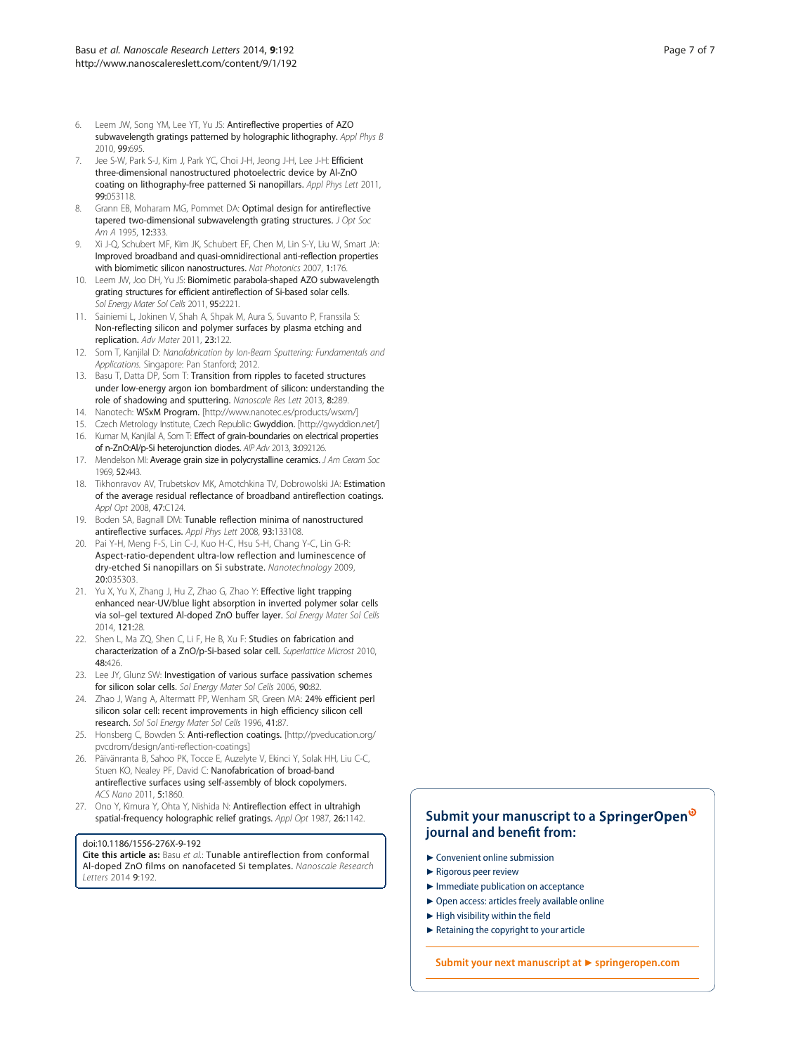6. Leem JW, Song YM, Lee YT, Yu JS: **Antireflective properties of AZO subwavelength gratings patterned by holographic lithography.** *Appl Phys B* 2010, **99:**695.
7. Jee S-W, Park S-J, Kim J, Park YC, Choi J-H, Jeong J-H, Lee J-H: **Efficient three-dimensional nanostructured photoelectric device by Al-ZnO coating on lithography-free patterned Si nanopillars.** *Appl Phys Lett* 2011, **99:**053118.
8. Grann EB, Moharam MG, Pommet DA: **Optimal design for antireflective tapered two-dimensional subwavelength grating structures.** *J Opt Soc Am A* 1995, **12:**333.
9. Xi J-Q, Schubert MF, Kim JK, Schubert EF, Chen M, Lin S-Y, Liu W, Smart JA: **Improved broadband and quasi-omnidirectional anti-reflection properties with biomimetic silicon nanostructures.** *Nat Photonics* 2007, **1:**176.
10. Leem JW, Joo DH, Yu JS: **Biomimetic parabola-shaped AZO subwavelength grating structures for efficient antireflection of Si-based solar cells.** *Sol Energy Mater Sol Cells* 2011, **95:**2221.
11. Sainiemi L, Jokinen V, Shah A, Shpak M, Aura S, Suvanto P, Franssila S: **Non-reflecting silicon and polymer surfaces by plasma etching and replication.** *Adv Mater* 2011, **23:**122.
12. Som T, Kanjilal D: *Nanofabrication by Ion-Beam Sputtering: Fundamentals and Applications.* Singapore: Pan Stanford; 2012.
13. Basu T, Datta DP, Som T: **Transition from ripples to faceted structures under low-energy argon ion bombardment of silicon: understanding the role of shadowing and sputtering.** *Nanoscale Res Lett* 2013, **8:**289.
14. Nanotech: **WSxM Program.** [http://www.nanotec.es/products/wsxm/]
15. Czech Metrology Institute, Czech Republic: **Gwyddion.** [http://gwyddion.net/]
16. Kumar M, Kanjilal A, Som T: **Effect of grain-boundaries on electrical properties of n-ZnO:Al/p-Si heterojunction diodes.** *AIP Adv* 2013, **3:**092126.
17. Mendelson MI: **Average grain size in polycrystalline ceramics.** *J Am Ceram Soc* 1969, **52:**443.
18. Tikhonravov AV, Trubetskov MK, Amotchkina TV, Dobrowolski JA: **Estimation of the average residual reflectance of broadband antireflection coatings.** *Appl Opt* 2008, **47:**C124.
19. Boden SA, Bagnall DM: **Tunable reflection minima of nanostructured antireflective surfaces.** *Appl Phys Lett* 2008, **93:**133108.
20. Pai Y-H, Meng F-S, Lin C-J, Kuo H-C, Hsu S-H, Chang Y-C, Lin G-R: **Aspect-ratio-dependent ultra-low reflection and luminescence of dry-etched Si nanopillars on Si substrate.** *Nanotechnology* 2009, **20:**035303.
21. Yu X, Yu X, Zhang J, Hu Z, Zhao G, Zhao Y: **Effective light trapping enhanced near-UV/blue light absorption in inverted polymer solar cells via sol–gel textured Al-doped ZnO buffer layer.** *Sol Energy Mater Sol Cells* 2014, **121:**28.
22. Shen L, Ma ZQ, Shen C, Li F, He B, Xu F: **Studies on fabrication and characterization of a ZnO/p-Si-based solar cell.** *Superlattice Microst* 2010, **48:**426.
23. Lee JY, Glunz SW: **Investigation of various surface passivation schemes for silicon solar cells.** *Sol Energy Mater Sol Cells* 2006, **90:**82.
24. Zhao J, Wang A, Altermatt PP, Wenham SR, Green MA: **24% efficient perl silicon solar cell: recent improvements in high efficiency silicon cell research.** *Sol Sol Energy Mater Sol Cells* 1996, **41:**87.
25. Honsberg C, Bowden S: **Anti-reflection coatings.** [http://pveducation.org/pvcdrom/design/anti-reflection-coatings]
26. Päivänranta B, Sahoo PK, Tocce E, Auzelyte V, Ekinci Y, Solak HH, Liu C-C, Stuen KO, Nealey PF, David C: **Nanofabrication of broad-band antireflective surfaces using self-assembly of block copolymers.** *ACS Nano* 2011, **5:**1860.
27. Ono Y, Kimura Y, Ohta Y, Nishida N: **Antireflection effect in ultrahigh spatial-frequency holographic relief gratings.** *Appl Opt* 1987, **26:**1142.

doi:10.1186/1556-276X-9-192
**Cite this article as:** Basu *et al.*: Tunable antireflection from conformal Al-doped ZnO films on nanofaceted Si templates. *Nanoscale Research Letters* 2014 **9**:192.

**Submit your manuscript to a SpringerOpen journal and benefit from:**

- ► Convenient online submission
- ► Rigorous peer review
- ► Immediate publication on acceptance
- ► Open access: articles freely available online
- ► High visibility within the field
- ► Retaining the copyright to your article

**Submit your next manuscript at ► springeropen.com**